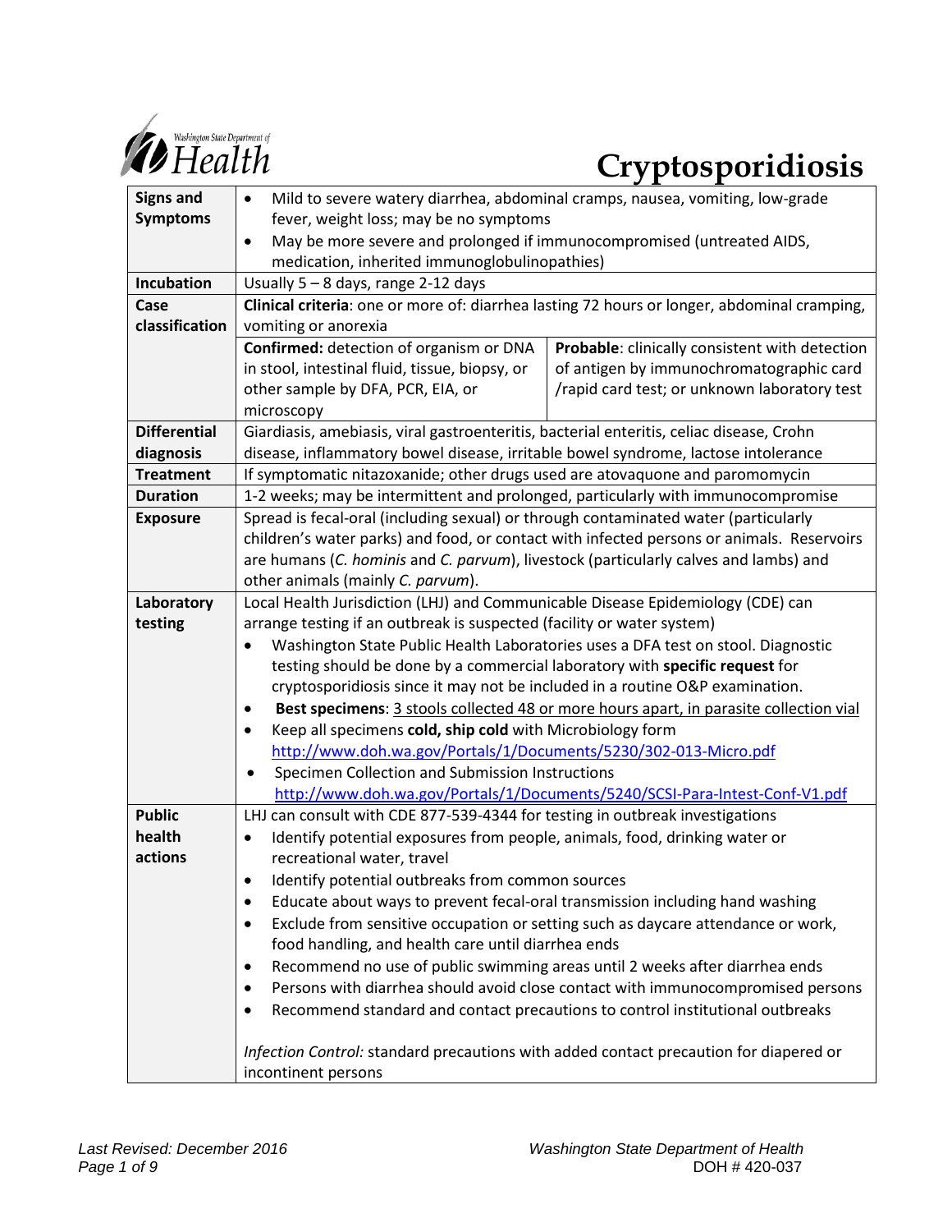Washington State Department of Health

# Cryptosporidiosis

| | | |
|---|---|---|
| **Signs and Symptoms** | • Mild to severe watery diarrhea, abdominal cramps, nausea, vomiting, low-grade fever, weight loss; may be no symptoms<br>• May be more severe and prolonged if immunocompromised (untreated AIDS, medication, inherited immunoglobulinopathies) | |
| **Incubation** | Usually 5 – 8 days, range 2-12 days | |
| **Case classification** | **Clinical criteria**: one or more of: diarrhea lasting 72 hours or longer, abdominal cramping, vomiting or anorexia | |
| | **Confirmed:** detection of organism or DNA in stool, intestinal fluid, tissue, biopsy, or other sample by DFA, PCR, EIA, or microscopy | **Probable**: clinically consistent with detection of antigen by immunochromatographic card /rapid card test; or unknown laboratory test |
| **Differential diagnosis** | Giardiasis, amebiasis, viral gastroenteritis, bacterial enteritis, celiac disease, Crohn disease, inflammatory bowel disease, irritable bowel syndrome, lactose intolerance | |
| **Treatment** | If symptomatic nitazoxanide; other drugs used are atovaquone and paromomycin | |
| **Duration** | 1-2 weeks; may be intermittent and prolonged, particularly with immunocompromise | |
| **Exposure** | Spread is fecal-oral (including sexual) or through contaminated water (particularly children's water parks) and food, or contact with infected persons or animals. Reservoirs are humans (*C. hominis* and *C. parvum*), livestock (particularly calves and lambs) and other animals (mainly *C. parvum*). | |
| **Laboratory testing** | Local Health Jurisdiction (LHJ) and Communicable Disease Epidemiology (CDE) can arrange testing if an outbreak is suspected (facility or water system)<br>• Washington State Public Health Laboratories uses a DFA test on stool. Diagnostic testing should be done by a commercial laboratory with **specific request** for cryptosporidiosis since it may not be included in a routine O&P examination.<br>• **Best specimens**: 3 stools collected 48 or more hours apart, in parasite collection vial<br>• Keep all specimens **cold, ship cold** with Microbiology form http://www.doh.wa.gov/Portals/1/Documents/5230/302-013-Micro.pdf<br>• Specimen Collection and Submission Instructions http://www.doh.wa.gov/Portals/1/Documents/5240/SCSI-Para-Intest-Conf-V1.pdf | |
| **Public health actions** | LHJ can consult with CDE 877-539-4344 for testing in outbreak investigations<br>• Identify potential exposures from people, animals, food, drinking water or recreational water, travel<br>• Identify potential outbreaks from common sources<br>• Educate about ways to prevent fecal-oral transmission including hand washing<br>• Exclude from sensitive occupation or setting such as daycare attendance or work, food handling, and health care until diarrhea ends<br>• Recommend no use of public swimming areas until 2 weeks after diarrhea ends<br>• Persons with diarrhea should avoid close contact with immunocompromised persons<br>• Recommend standard and contact precautions to control institutional outbreaks<br><br>*Infection Control:* standard precautions with added contact precaution for diapered or incontinent persons | |

*Last Revised: December 2016*

*Washington State Department of Health*

DOH # 420-037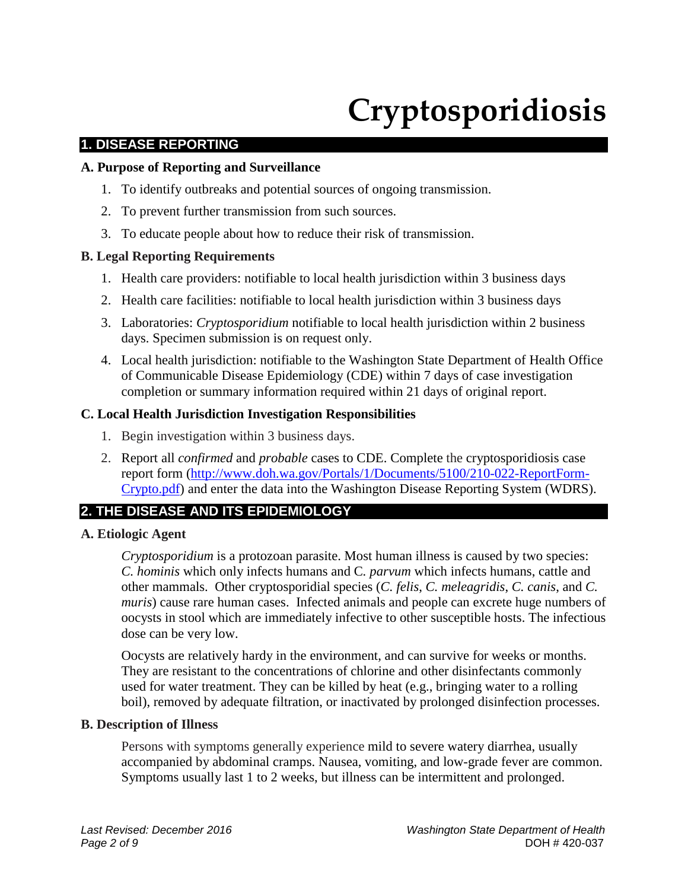# Cryptosporidiosis

## 1. DISEASE REPORTING

### A. Purpose of Reporting and Surveillance

1. To identify outbreaks and potential sources of ongoing transmission.
2. To prevent further transmission from such sources.
3. To educate people about how to reduce their risk of transmission.

### B. Legal Reporting Requirements

1. Health care providers: notifiable to local health jurisdiction within 3 business days
2. Health care facilities: notifiable to local health jurisdiction within 3 business days
3. Laboratories: *Cryptosporidium* notifiable to local health jurisdiction within 2 business days. Specimen submission is on request only.
4. Local health jurisdiction: notifiable to the Washington State Department of Health Office of Communicable Disease Epidemiology (CDE) within 7 days of case investigation completion or summary information required within 21 days of original report.

### C. Local Health Jurisdiction Investigation Responsibilities

1. Begin investigation within 3 business days.
2. Report all *confirmed* and *probable* cases to CDE. Complete the cryptosporidiosis case report form (http://www.doh.wa.gov/Portals/1/Documents/5100/210-022-ReportForm-Crypto.pdf) and enter the data into the Washington Disease Reporting System (WDRS).

## 2. THE DISEASE AND ITS EPIDEMIOLOGY

### A. Etiologic Agent

*Cryptosporidium* is a protozoan parasite. Most human illness is caused by two species: *C. hominis* which only infects humans and C. *parvum* which infects humans, cattle and other mammals. Other cryptosporidial species (*C. felis*, *C. meleagridis*, *C. canis*, and *C. muris*) cause rare human cases. Infected animals and people can excrete huge numbers of oocysts in stool which are immediately infective to other susceptible hosts. The infectious dose can be very low.

Oocysts are relatively hardy in the environment, and can survive for weeks or months. They are resistant to the concentrations of chlorine and other disinfectants commonly used for water treatment. They can be killed by heat (e.g., bringing water to a rolling boil), removed by adequate filtration, or inactivated by prolonged disinfection processes.

### B. Description of Illness

Persons with symptoms generally experience mild to severe watery diarrhea, usually accompanied by abdominal cramps. Nausea, vomiting, and low-grade fever are common. Symptoms usually last 1 to 2 weeks, but illness can be intermittent and prolonged.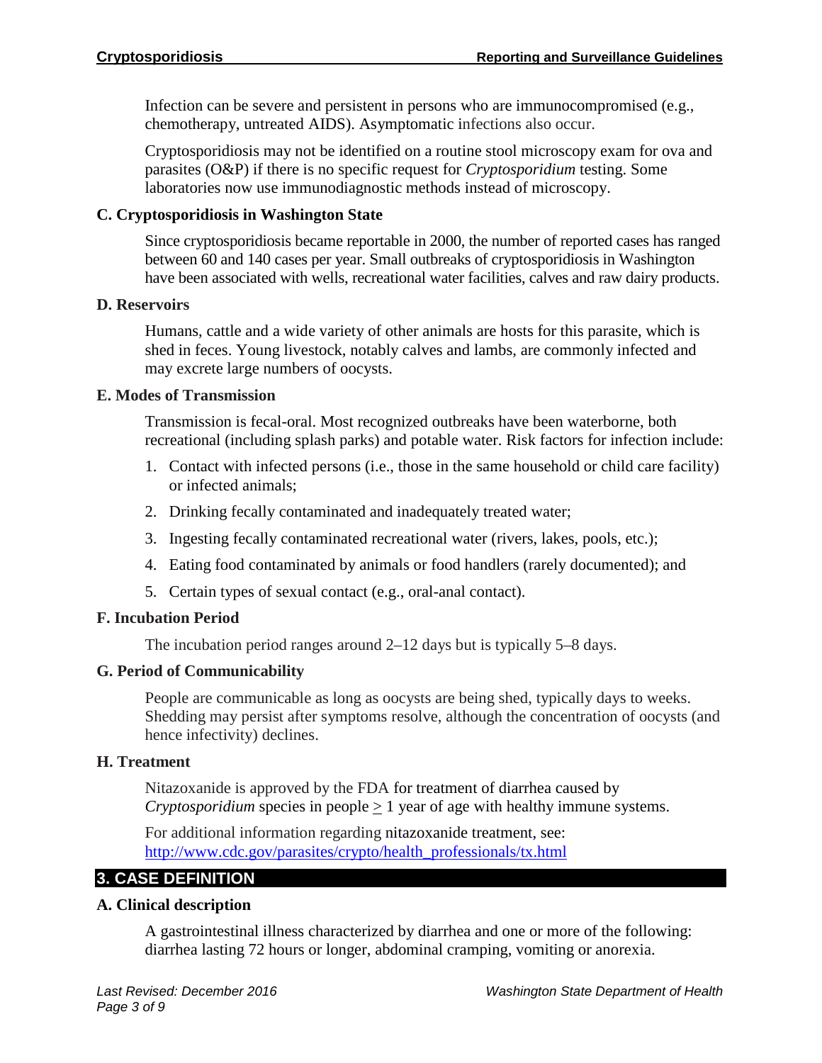Infection can be severe and persistent in persons who are immunocompromised (e.g., chemotherapy, untreated AIDS). Asymptomatic infections also occur.

Cryptosporidiosis may not be identified on a routine stool microscopy exam for ova and parasites (O&P) if there is no specific request for *Cryptosporidium* testing. Some laboratories now use immunodiagnostic methods instead of microscopy.

### C. Cryptosporidiosis in Washington State

Since cryptosporidiosis became reportable in 2000, the number of reported cases has ranged between 60 and 140 cases per year. Small outbreaks of cryptosporidiosis in Washington have been associated with wells, recreational water facilities, calves and raw dairy products.

### D. Reservoirs

Humans, cattle and a wide variety of other animals are hosts for this parasite, which is shed in feces. Young livestock, notably calves and lambs, are commonly infected and may excrete large numbers of oocysts.

### E. Modes of Transmission

Transmission is fecal-oral. Most recognized outbreaks have been waterborne, both recreational (including splash parks) and potable water. Risk factors for infection include:

1. Contact with infected persons (i.e., those in the same household or child care facility) or infected animals;
2. Drinking fecally contaminated and inadequately treated water;
3. Ingesting fecally contaminated recreational water (rivers, lakes, pools, etc.);
4. Eating food contaminated by animals or food handlers (rarely documented); and
5. Certain types of sexual contact (e.g., oral-anal contact).

### F. Incubation Period

The incubation period ranges around 2–12 days but is typically 5–8 days.

### G. Period of Communicability

People are communicable as long as oocysts are being shed, typically days to weeks. Shedding may persist after symptoms resolve, although the concentration of oocysts (and hence infectivity) declines.

### H. Treatment

Nitazoxanide is approved by the FDA for treatment of diarrhea caused by *Cryptosporidium* species in people $\geq$ 1 year of age with healthy immune systems.

For additional information regarding nitazoxanide treatment, see: http://www.cdc.gov/parasites/crypto/health_professionals/tx.html

## 3. CASE DEFINITION

### A. Clinical description

A gastrointestinal illness characterized by diarrhea and one or more of the following: diarrhea lasting 72 hours or longer, abdominal cramping, vomiting or anorexia.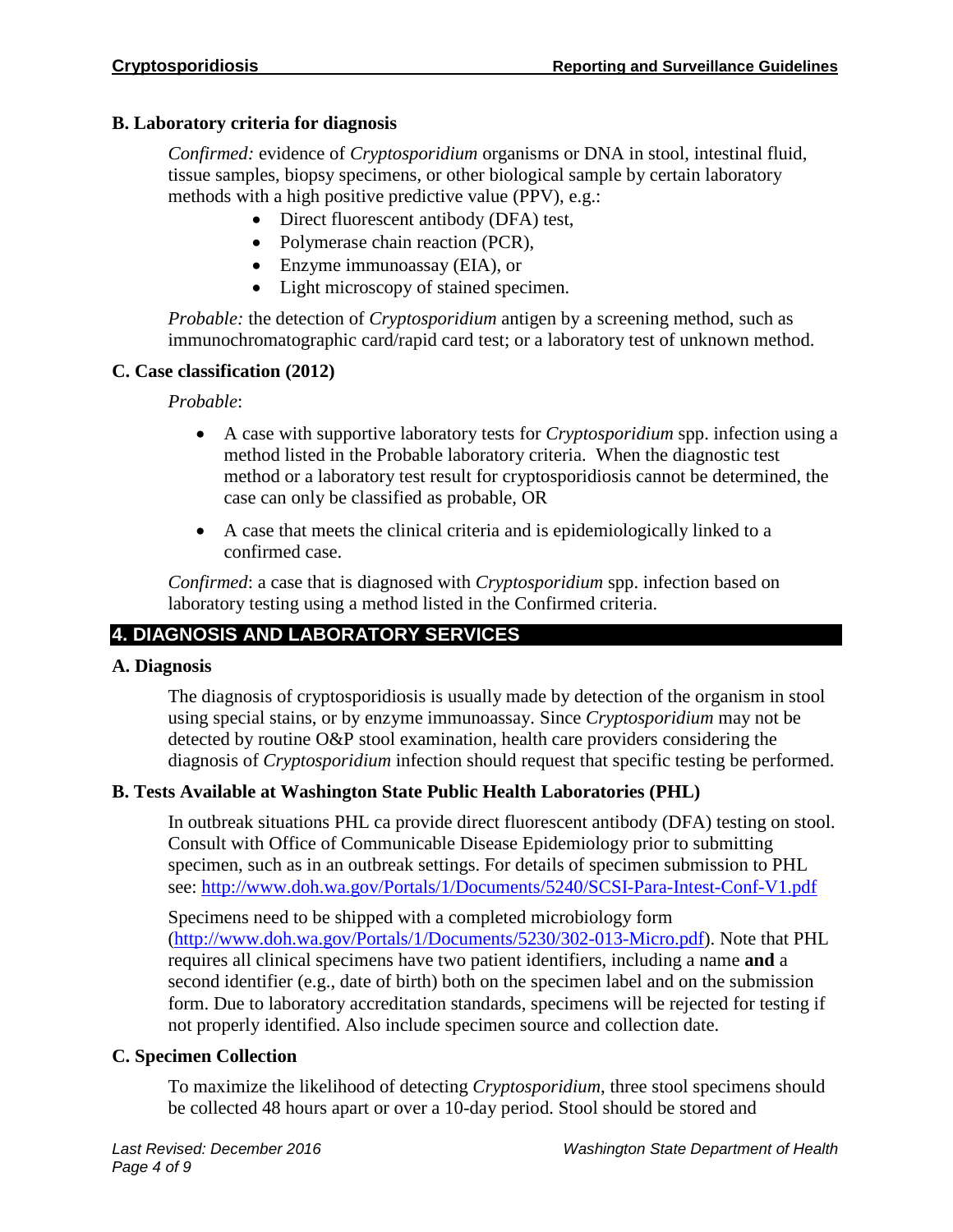### B. Laboratory criteria for diagnosis

*Confirmed:* evidence of *Cryptosporidium* organisms or DNA in stool, intestinal fluid, tissue samples, biopsy specimens, or other biological sample by certain laboratory methods with a high positive predictive value (PPV), e.g.:

- Direct fluorescent antibody (DFA) test,
- Polymerase chain reaction (PCR),
- Enzyme immunoassay (EIA), or
- Light microscopy of stained specimen.

*Probable:* the detection of *Cryptosporidium* antigen by a screening method, such as immunochromatographic card/rapid card test; or a laboratory test of unknown method.

### C. Case classification (2012)

*Probable*:

- A case with supportive laboratory tests for *Cryptosporidium* spp. infection using a method listed in the Probable laboratory criteria. When the diagnostic test method or a laboratory test result for cryptosporidiosis cannot be determined, the case can only be classified as probable, OR
- A case that meets the clinical criteria and is epidemiologically linked to a confirmed case.

*Confirmed*: a case that is diagnosed with *Cryptosporidium* spp. infection based on laboratory testing using a method listed in the Confirmed criteria.

## 4. DIAGNOSIS AND LABORATORY SERVICES

### A. Diagnosis

The diagnosis of cryptosporidiosis is usually made by detection of the organism in stool using special stains, or by enzyme immunoassay. Since *Cryptosporidium* may not be detected by routine O&P stool examination, health care providers considering the diagnosis of *Cryptosporidium* infection should request that specific testing be performed.

### B. Tests Available at Washington State Public Health Laboratories (PHL)

In outbreak situations PHL ca provide direct fluorescent antibody (DFA) testing on stool. Consult with Office of Communicable Disease Epidemiology prior to submitting specimen, such as in an outbreak settings. For details of specimen submission to PHL see: http://www.doh.wa.gov/Portals/1/Documents/5240/SCSI-Para-Intest-Conf-V1.pdf

Specimens need to be shipped with a completed microbiology form (http://www.doh.wa.gov/Portals/1/Documents/5230/302-013-Micro.pdf). Note that PHL requires all clinical specimens have two patient identifiers, including a name **and** a second identifier (e.g., date of birth) both on the specimen label and on the submission form. Due to laboratory accreditation standards, specimens will be rejected for testing if not properly identified. Also include specimen source and collection date.

### C. Specimen Collection

To maximize the likelihood of detecting *Cryptosporidium*, three stool specimens should be collected 48 hours apart or over a 10-day period. Stool should be stored and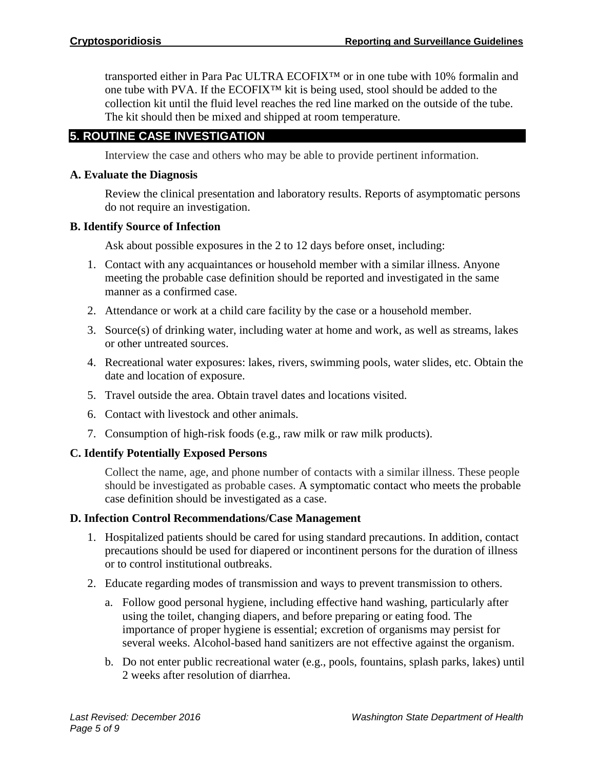transported either in Para Pac ULTRA ECOFIX™ or in one tube with 10% formalin and one tube with PVA. If the ECOFIX™ kit is being used, stool should be added to the collection kit until the fluid level reaches the red line marked on the outside of the tube. The kit should then be mixed and shipped at room temperature.

## 5. ROUTINE CASE INVESTIGATION

Interview the case and others who may be able to provide pertinent information.

### A. Evaluate the Diagnosis

Review the clinical presentation and laboratory results. Reports of asymptomatic persons do not require an investigation.

### B. Identify Source of Infection

Ask about possible exposures in the 2 to 12 days before onset, including:

1. Contact with any acquaintances or household member with a similar illness. Anyone meeting the probable case definition should be reported and investigated in the same manner as a confirmed case.
2. Attendance or work at a child care facility by the case or a household member.
3. Source(s) of drinking water, including water at home and work, as well as streams, lakes or other untreated sources.
4. Recreational water exposures: lakes, rivers, swimming pools, water slides, etc. Obtain the date and location of exposure.
5. Travel outside the area. Obtain travel dates and locations visited.
6. Contact with livestock and other animals.
7. Consumption of high-risk foods (e.g., raw milk or raw milk products).

### C. Identify Potentially Exposed Persons

Collect the name, age, and phone number of contacts with a similar illness. These people should be investigated as probable cases. A symptomatic contact who meets the probable case definition should be investigated as a case.

### D. Infection Control Recommendations/Case Management

1. Hospitalized patients should be cared for using standard precautions. In addition, contact precautions should be used for diapered or incontinent persons for the duration of illness or to control institutional outbreaks.
2. Educate regarding modes of transmission and ways to prevent transmission to others.
   a. Follow good personal hygiene, including effective hand washing, particularly after using the toilet, changing diapers, and before preparing or eating food. The importance of proper hygiene is essential; excretion of organisms may persist for several weeks. Alcohol-based hand sanitizers are not effective against the organism.
   b. Do not enter public recreational water (e.g., pools, fountains, splash parks, lakes) until 2 weeks after resolution of diarrhea.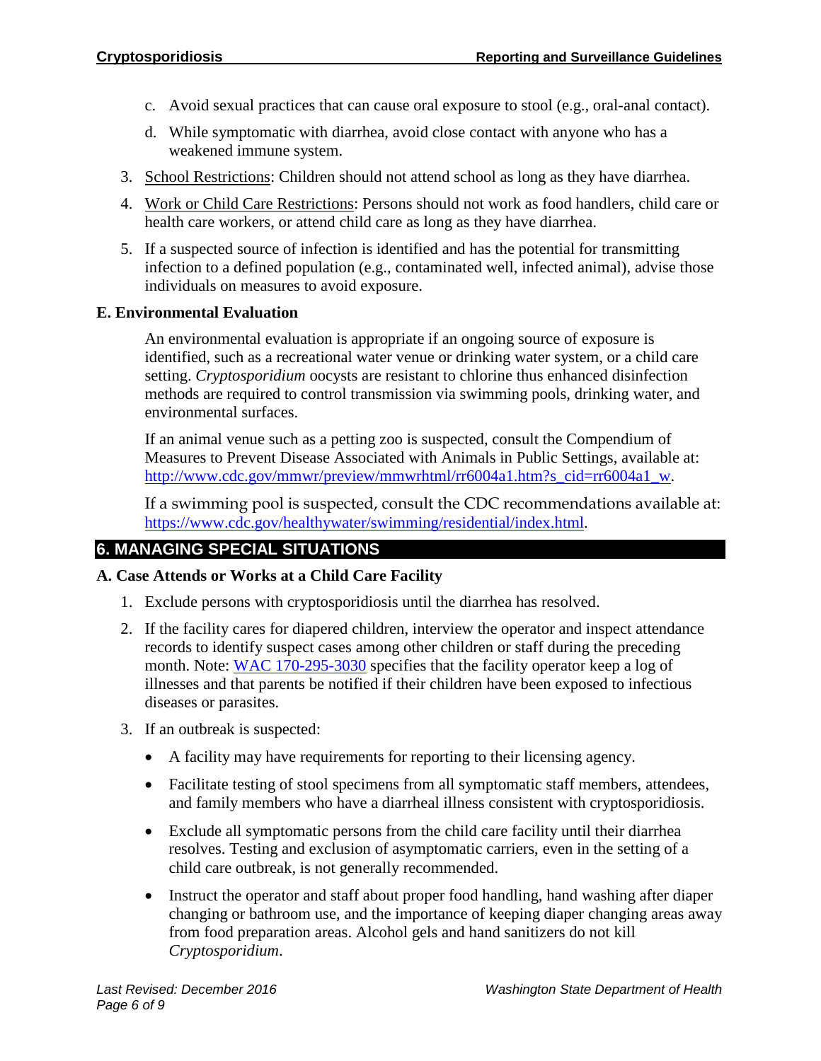c. Avoid sexual practices that can cause oral exposure to stool (e.g., oral-anal contact).

d. While symptomatic with diarrhea, avoid close contact with anyone who has a weakened immune system.

3. School Restrictions: Children should not attend school as long as they have diarrhea.

4. Work or Child Care Restrictions: Persons should not work as food handlers, child care or health care workers, or attend child care as long as they have diarrhea.

5. If a suspected source of infection is identified and has the potential for transmitting infection to a defined population (e.g., contaminated well, infected animal), advise those individuals on measures to avoid exposure.

### E. Environmental Evaluation

An environmental evaluation is appropriate if an ongoing source of exposure is identified, such as a recreational water venue or drinking water system, or a child care setting. *Cryptosporidium* oocysts are resistant to chlorine thus enhanced disinfection methods are required to control transmission via swimming pools, drinking water, and environmental surfaces.

If an animal venue such as a petting zoo is suspected, consult the Compendium of Measures to Prevent Disease Associated with Animals in Public Settings, available at: http://www.cdc.gov/mmwr/preview/mmwrhtml/rr6004a1.htm?s_cid=rr6004a1_w.

If a swimming pool is suspected, consult the CDC recommendations available at: https://www.cdc.gov/healthywater/swimming/residential/index.html.

## 6. MANAGING SPECIAL SITUATIONS

### A. Case Attends or Works at a Child Care Facility

1. Exclude persons with cryptosporidiosis until the diarrhea has resolved.

2. If the facility cares for diapered children, interview the operator and inspect attendance records to identify suspect cases among other children or staff during the preceding month. Note: WAC 170-295-3030 specifies that the facility operator keep a log of illnesses and that parents be notified if their children have been exposed to infectious diseases or parasites.

3. If an outbreak is suspected:

   - A facility may have requirements for reporting to their licensing agency.
   - Facilitate testing of stool specimens from all symptomatic staff members, attendees, and family members who have a diarrheal illness consistent with cryptosporidiosis.
   - Exclude all symptomatic persons from the child care facility until their diarrhea resolves. Testing and exclusion of asymptomatic carriers, even in the setting of a child care outbreak, is not generally recommended.
   - Instruct the operator and staff about proper food handling, hand washing after diaper changing or bathroom use, and the importance of keeping diaper changing areas away from food preparation areas. Alcohol gels and hand sanitizers do not kill *Cryptosporidium*.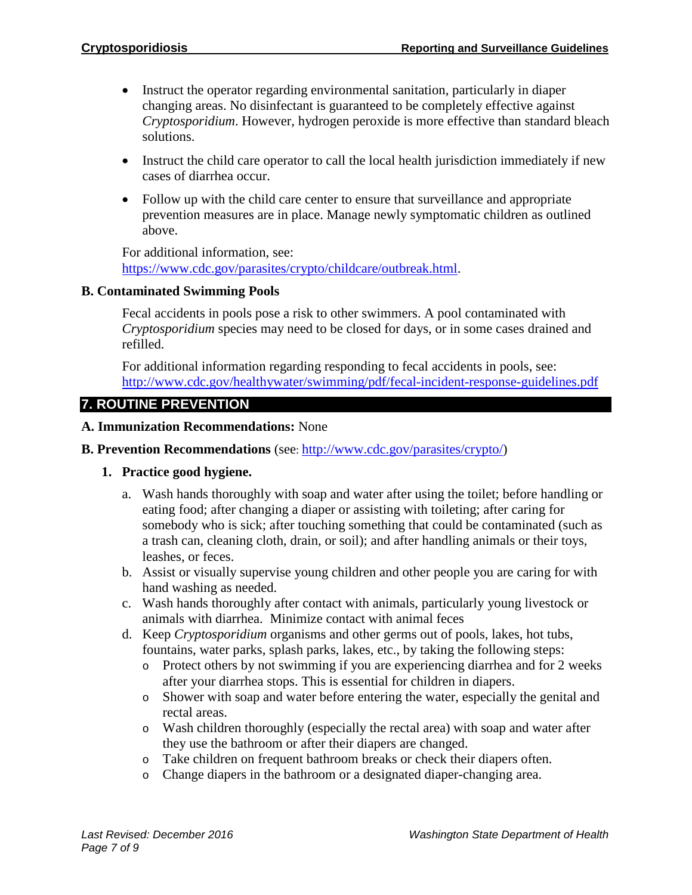- Instruct the operator regarding environmental sanitation, particularly in diaper changing areas. No disinfectant is guaranteed to be completely effective against *Cryptosporidium*. However, hydrogen peroxide is more effective than standard bleach solutions.
- Instruct the child care operator to call the local health jurisdiction immediately if new cases of diarrhea occur.
- Follow up with the child care center to ensure that surveillance and appropriate prevention measures are in place. Manage newly symptomatic children as outlined above.

For additional information, see: https://www.cdc.gov/parasites/crypto/childcare/outbreak.html.

**B. Contaminated Swimming Pools**

Fecal accidents in pools pose a risk to other swimmers. A pool contaminated with *Cryptosporidium* species may need to be closed for days, or in some cases drained and refilled.

For additional information regarding responding to fecal accidents in pools, see: http://www.cdc.gov/healthywater/swimming/pdf/fecal-incident-response-guidelines.pdf

## 7. ROUTINE PREVENTION

**A. Immunization Recommendations:** None

**B. Prevention Recommendations** (see: http://www.cdc.gov/parasites/crypto/)

1. **Practice good hygiene.**
   a. Wash hands thoroughly with soap and water after using the toilet; before handling or eating food; after changing a diaper or assisting with toileting; after caring for somebody who is sick; after touching something that could be contaminated (such as a trash can, cleaning cloth, drain, or soil); and after handling animals or their toys, leashes, or feces.
   b. Assist or visually supervise young children and other people you are caring for with hand washing as needed.
   c. Wash hands thoroughly after contact with animals, particularly young livestock or animals with diarrhea. Minimize contact with animal feces
   d. Keep *Cryptosporidium* organisms and other germs out of pools, lakes, hot tubs, fountains, water parks, splash parks, lakes, etc., by taking the following steps:
      - Protect others by not swimming if you are experiencing diarrhea and for 2 weeks after your diarrhea stops. This is essential for children in diapers.
      - Shower with soap and water before entering the water, especially the genital and rectal areas.
      - Wash children thoroughly (especially the rectal area) with soap and water after they use the bathroom or after their diapers are changed.
      - Take children on frequent bathroom breaks or check their diapers often.
      - Change diapers in the bathroom or a designated diaper-changing area.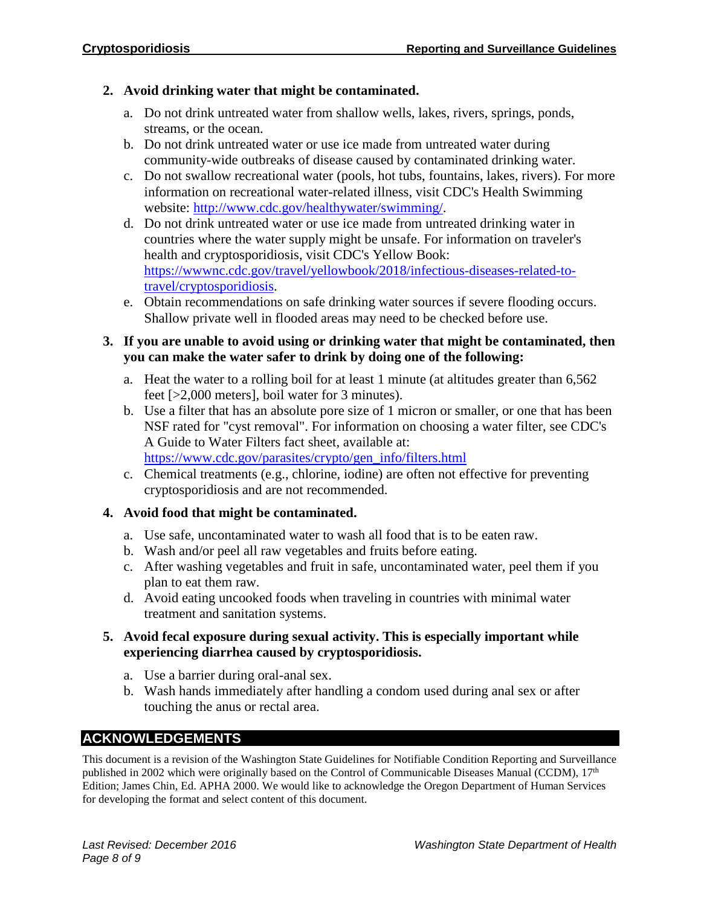2. **Avoid drinking water that might be contaminated.**
    a. Do not drink untreated water from shallow wells, lakes, rivers, springs, ponds, streams, or the ocean.
    b. Do not drink untreated water or use ice made from untreated water during community-wide outbreaks of disease caused by contaminated drinking water.
    c. Do not swallow recreational water (pools, hot tubs, fountains, lakes, rivers). For more information on recreational water-related illness, visit CDC's Health Swimming website: http://www.cdc.gov/healthywater/swimming/.
    d. Do not drink untreated water or use ice made from untreated drinking water in countries where the water supply might be unsafe. For information on traveler's health and cryptosporidiosis, visit CDC's Yellow Book: https://wwwnc.cdc.gov/travel/yellowbook/2018/infectious-diseases-related-to-travel/cryptosporidiosis.
    e. Obtain recommendations on safe drinking water sources if severe flooding occurs. Shallow private well in flooded areas may need to be checked before use.

3. **If you are unable to avoid using or drinking water that might be contaminated, then you can make the water safer to drink by doing one of the following:**
    a. Heat the water to a rolling boil for at least 1 minute (at altitudes greater than 6,562 feet [>2,000 meters], boil water for 3 minutes).
    b. Use a filter that has an absolute pore size of 1 micron or smaller, or one that has been NSF rated for "cyst removal". For information on choosing a water filter, see CDC's A Guide to Water Filters fact sheet, available at: https://www.cdc.gov/parasites/crypto/gen_info/filters.html
    c. Chemical treatments (e.g., chlorine, iodine) are often not effective for preventing cryptosporidiosis and are not recommended.

4. **Avoid food that might be contaminated.**
    a. Use safe, uncontaminated water to wash all food that is to be eaten raw.
    b. Wash and/or peel all raw vegetables and fruits before eating.
    c. After washing vegetables and fruit in safe, uncontaminated water, peel them if you plan to eat them raw.
    d. Avoid eating uncooked foods when traveling in countries with minimal water treatment and sanitation systems.

5. **Avoid fecal exposure during sexual activity. This is especially important while experiencing diarrhea caused by cryptosporidiosis.**
    a. Use a barrier during oral-anal sex.
    b. Wash hands immediately after handling a condom used during anal sex or after touching the anus or rectal area.

## ACKNOWLEDGEMENTS

This document is a revision of the Washington State Guidelines for Notifiable Condition Reporting and Surveillance published in 2002 which were originally based on the Control of Communicable Diseases Manual (CCDM), 17th Edition; James Chin, Ed. APHA 2000. We would like to acknowledge the Oregon Department of Human Services for developing the format and select content of this document.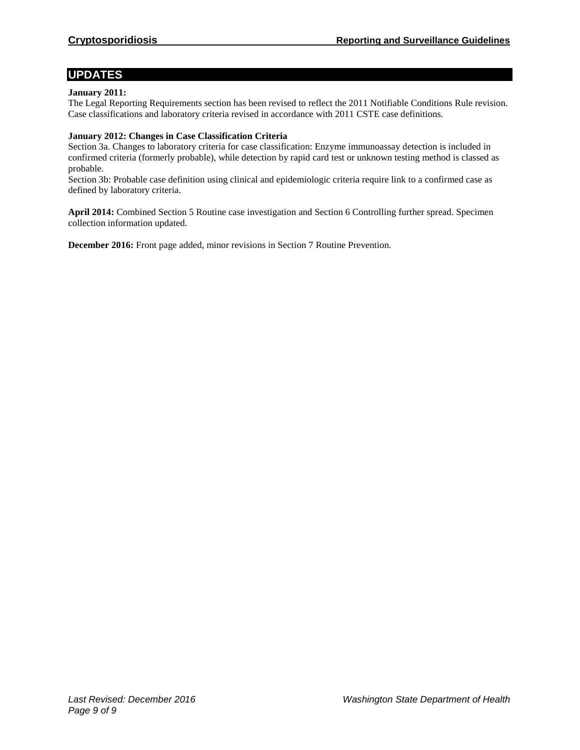## UPDATES

**January 2011:**
The Legal Reporting Requirements section has been revised to reflect the 2011 Notifiable Conditions Rule revision. Case classifications and laboratory criteria revised in accordance with 2011 CSTE case definitions.

**January 2012: Changes in Case Classification Criteria**
Section 3a. Changes to laboratory criteria for case classification: Enzyme immunoassay detection is included in confirmed criteria (formerly probable), while detection by rapid card test or unknown testing method is classed as probable.
Section 3b: Probable case definition using clinical and epidemiologic criteria require link to a confirmed case as defined by laboratory criteria.

**April 2014:** Combined Section 5 Routine case investigation and Section 6 Controlling further spread. Specimen collection information updated.

**December 2016:** Front page added, minor revisions in Section 7 Routine Prevention.